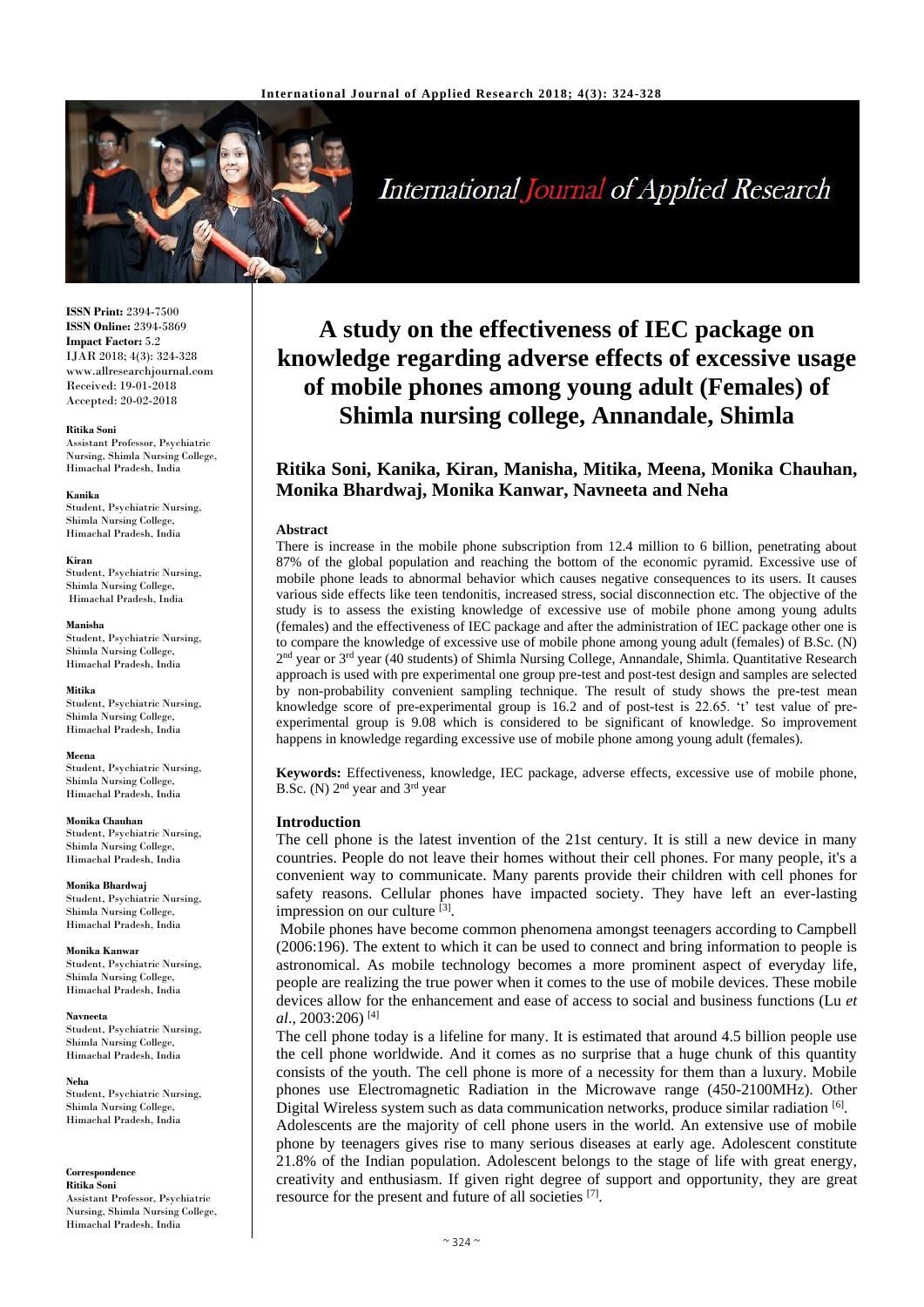**ISSN Print:** 2394-7500
**ISSN Online:** 2394-5869
**Impact Factor:** 5.2
IJAR 2018; 4(3): 324-328
www.allresearchjournal.com
Received: 19-01-2018
Accepted: 20-02-2018

**Ritika Soni**
Assistant Professor, Psychiatric Nursing, Shimla Nursing College, Himachal Pradesh, India

**Kanika**
Student, Psychiatric Nursing, Shimla Nursing College, Himachal Pradesh, India

**Kiran**
Student, Psychiatric Nursing, Shimla Nursing College, Himachal Pradesh, India

**Manisha**
Student, Psychiatric Nursing, Shimla Nursing College, Himachal Pradesh, India

**Mitika**
Student, Psychiatric Nursing, Shimla Nursing College, Himachal Pradesh, India

**Meena**
Student, Psychiatric Nursing, Shimla Nursing College, Himachal Pradesh, India

**Monika Chauhan**
Student, Psychiatric Nursing, Shimla Nursing College, Himachal Pradesh, India

**Monika Bhardwaj**
Student, Psychiatric Nursing, Shimla Nursing College, Himachal Pradesh, India

**Monika Kanwar**
Student, Psychiatric Nursing, Shimla Nursing College, Himachal Pradesh, India

**Navneeta**
Student, Psychiatric Nursing, Shimla Nursing College, Himachal Pradesh, India

**Neha**
Student, Psychiatric Nursing, Shimla Nursing College, Himachal Pradesh, India

**Correspondence**
**Ritika Soni**
Assistant Professor, Psychiatric Nursing, Shimla Nursing College, Himachal Pradesh, India

# A study on the effectiveness of IEC package on knowledge regarding adverse effects of excessive usage of mobile phones among young adult (Females) of Shimla nursing college, Annandale, Shimla

**Ritika Soni, Kanika, Kiran, Manisha, Mitika, Meena, Monika Chauhan, Monika Bhardwaj, Monika Kanwar, Navneeta and Neha**

## Abstract

There is increase in the mobile phone subscription from 12.4 million to 6 billion, penetrating about 87% of the global population and reaching the bottom of the economic pyramid. Excessive use of mobile phone leads to abnormal behavior which causes negative consequences to its users. It causes various side effects like teen tendonitis, increased stress, social disconnection etc. The objective of the study is to assess the existing knowledge of excessive use of mobile phone among young adults (females) and the effectiveness of IEC package and after the administration of IEC package other one is to compare the knowledge of excessive use of mobile phone among young adult (females) of B.Sc. (N) 2nd year or 3rd year (40 students) of Shimla Nursing College, Annandale, Shimla. Quantitative Research approach is used with pre experimental one group pre-test and post-test design and samples are selected by non-probability convenient sampling technique. The result of study shows the pre-test mean knowledge score of pre-experimental group is 16.2 and of post-test is 22.65. 't' test value of pre-experimental group is 9.08 which is considered to be significant of knowledge. So improvement happens in knowledge regarding excessive use of mobile phone among young adult (females).

**Keywords:** Effectiveness, knowledge, IEC package, adverse effects, excessive use of mobile phone, B.Sc. (N) 2nd year and 3rd year

## Introduction

The cell phone is the latest invention of the 21st century. It is still a new device in many countries. People do not leave their homes without their cell phones. For many people, it's a convenient way to communicate. Many parents provide their children with cell phones for safety reasons. Cellular phones have impacted society. They have left an ever-lasting impression on our culture [3].

Mobile phones have become common phenomena amongst teenagers according to Campbell (2006:196). The extent to which it can be used to connect and bring information to people is astronomical. As mobile technology becomes a more prominent aspect of everyday life, people are realizing the true power when it comes to the use of mobile devices. These mobile devices allow for the enhancement and ease of access to social and business functions (Lu *et al*., 2003:206) [4]

The cell phone today is a lifeline for many. It is estimated that around 4.5 billion people use the cell phone worldwide. And it comes as no surprise that a huge chunk of this quantity consists of the youth. The cell phone is more of a necessity for them than a luxury. Mobile phones use Electromagnetic Radiation in the Microwave range (450-2100MHz). Other Digital Wireless system such as data communication networks, produce similar radiation [6].

Adolescents are the majority of cell phone users in the world. An extensive use of mobile phone by teenagers gives rise to many serious diseases at early age. Adolescent constitute 21.8% of the Indian population. Adolescent belongs to the stage of life with great energy, creativity and enthusiasm. If given right degree of support and opportunity, they are great resource for the present and future of all societies [7].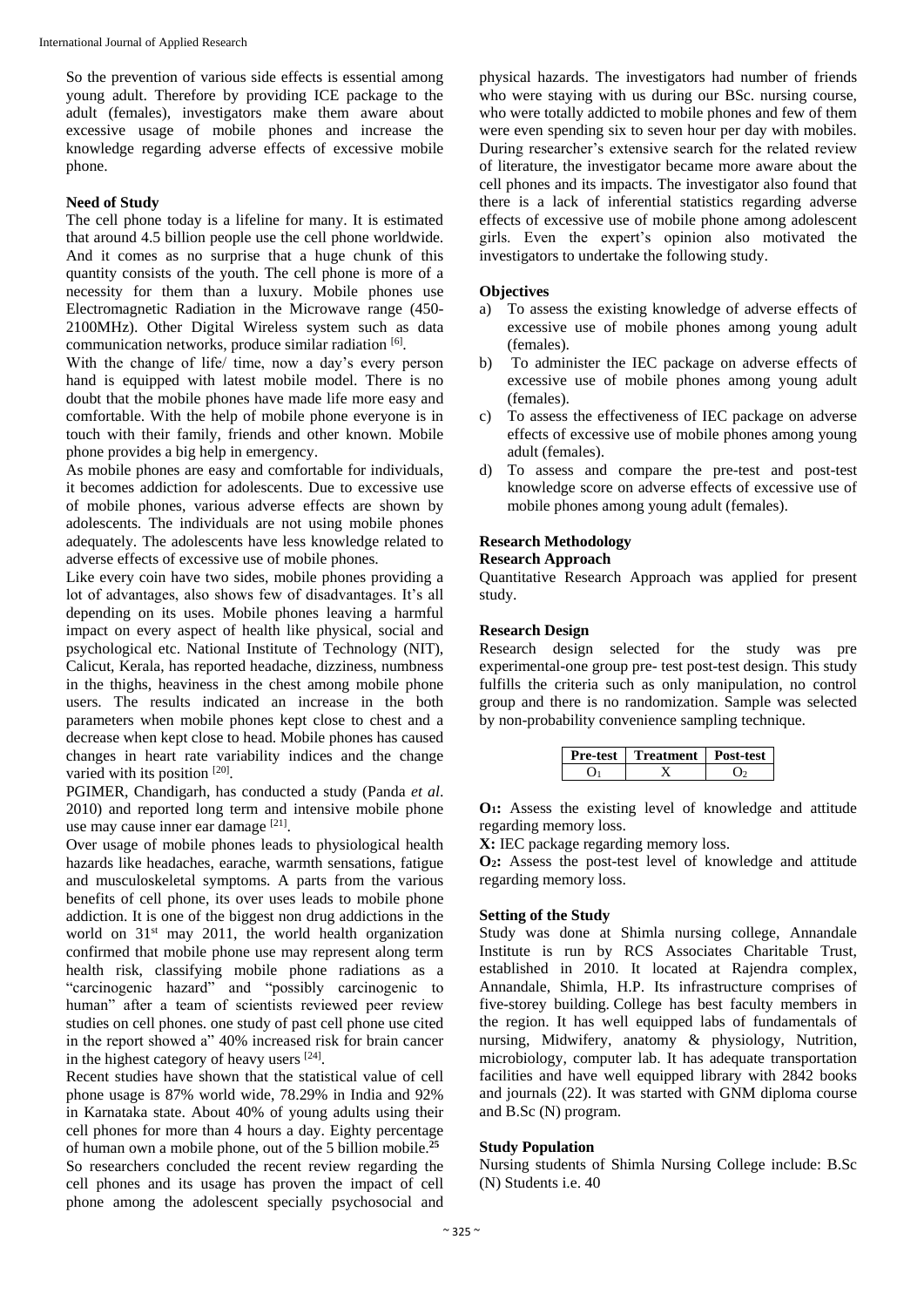So the prevention of various side effects is essential among young adult. Therefore by providing ICE package to the adult (females), investigators make them aware about excessive usage of mobile phones and increase the knowledge regarding adverse effects of excessive mobile phone.

### Need of Study

The cell phone today is a lifeline for many. It is estimated that around 4.5 billion people use the cell phone worldwide. And it comes as no surprise that a huge chunk of this quantity consists of the youth. The cell phone is more of a necessity for them than a luxury. Mobile phones use Electromagnetic Radiation in the Microwave range (450-2100MHz). Other Digital Wireless system such as data communication networks, produce similar radiation [6].

With the change of life/ time, now a day's every person hand is equipped with latest mobile model. There is no doubt that the mobile phones have made life more easy and comfortable. With the help of mobile phone everyone is in touch with their family, friends and other known. Mobile phone provides a big help in emergency.

As mobile phones are easy and comfortable for individuals, it becomes addiction for adolescents. Due to excessive use of mobile phones, various adverse effects are shown by adolescents. The individuals are not using mobile phones adequately. The adolescents have less knowledge related to adverse effects of excessive use of mobile phones.

Like every coin have two sides, mobile phones providing a lot of advantages, also shows few of disadvantages. It's all depending on its uses. Mobile phones leaving a harmful impact on every aspect of health like physical, social and psychological etc. National Institute of Technology (NIT), Calicut, Kerala, has reported headache, dizziness, numbness in the thighs, heaviness in the chest among mobile phone users. The results indicated an increase in the both parameters when mobile phones kept close to chest and a decrease when kept close to head. Mobile phones has caused changes in heart rate variability indices and the change varied with its position [20].

PGIMER, Chandigarh, has conducted a study (Panda *et al*. 2010) and reported long term and intensive mobile phone use may cause inner ear damage [21].

Over usage of mobile phones leads to physiological health hazards like headaches, earache, warmth sensations, fatigue and musculoskeletal symptoms. A parts from the various benefits of cell phone, its over uses leads to mobile phone addiction. It is one of the biggest non drug addictions in the world on 31st may 2011, the world health organization confirmed that mobile phone use may represent along term health risk, classifying mobile phone radiations as a "carcinogenic hazard" and "possibly carcinogenic to human" after a team of scientists reviewed peer review studies on cell phones. one study of past cell phone use cited in the report showed a" 40% increased risk for brain cancer in the highest category of heavy users [24].

Recent studies have shown that the statistical value of cell phone usage is 87% world wide, 78.29% in India and 92% in Karnataka state. About 40% of young adults using their cell phones for more than 4 hours a day. Eighty percentage of human own a mobile phone, out of the 5 billion mobile.[25]

So researchers concluded the recent review regarding the cell phones and its usage has proven the impact of cell phone among the adolescent specially psychosocial and physical hazards. The investigators had number of friends who were staying with us during our BSc. nursing course, who were totally addicted to mobile phones and few of them were even spending six to seven hour per day with mobiles. During researcher's extensive search for the related review of literature, the investigator became more aware about the cell phones and its impacts. The investigator also found that there is a lack of inferential statistics regarding adverse effects of excessive use of mobile phone among adolescent girls. Even the expert's opinion also motivated the investigators to undertake the following study.

### Objectives

a) To assess the existing knowledge of adverse effects of excessive use of mobile phones among young adult (females).
b) To administer the IEC package on adverse effects of excessive use of mobile phones among young adult (females).
c) To assess the effectiveness of IEC package on adverse effects of excessive use of mobile phones among young adult (females).
d) To assess and compare the pre-test and post-test knowledge score on adverse effects of excessive use of mobile phones among young adult (females).

### Research Methodology

#### Research Approach

Quantitative Research Approach was applied for present study.

#### Research Design

Research design selected for the study was pre experimental-one group pre- test post-test design. This study fulfills the criteria such as only manipulation, no control group and there is no randomization. Sample was selected by non-probability convenience sampling technique.

| Pre-test | Treatment | Post-test |
|---|---|---|
| $O_1$ | X | $O_2$ |

**$O_1$:** Assess the existing level of knowledge and attitude regarding memory loss.

**X:** IEC package regarding memory loss.

**$O_2$:** Assess the post-test level of knowledge and attitude regarding memory loss.

#### Setting of the Study

Study was done at Shimla nursing college, Annandale Institute is run by RCS Associates Charitable Trust, established in 2010. It located at Rajendra complex, Annandale, Shimla, H.P. Its infrastructure comprises of five-storey building. College has best faculty members in the region. It has well equipped labs of fundamentals of nursing, Midwifery, anatomy & physiology, Nutrition, microbiology, computer lab. It has adequate transportation facilities and have well equipped library with 2842 books and journals (22). It was started with GNM diploma course and B.Sc (N) program.

#### Study Population

Nursing students of Shimla Nursing College include: B.Sc (N) Students i.e. 40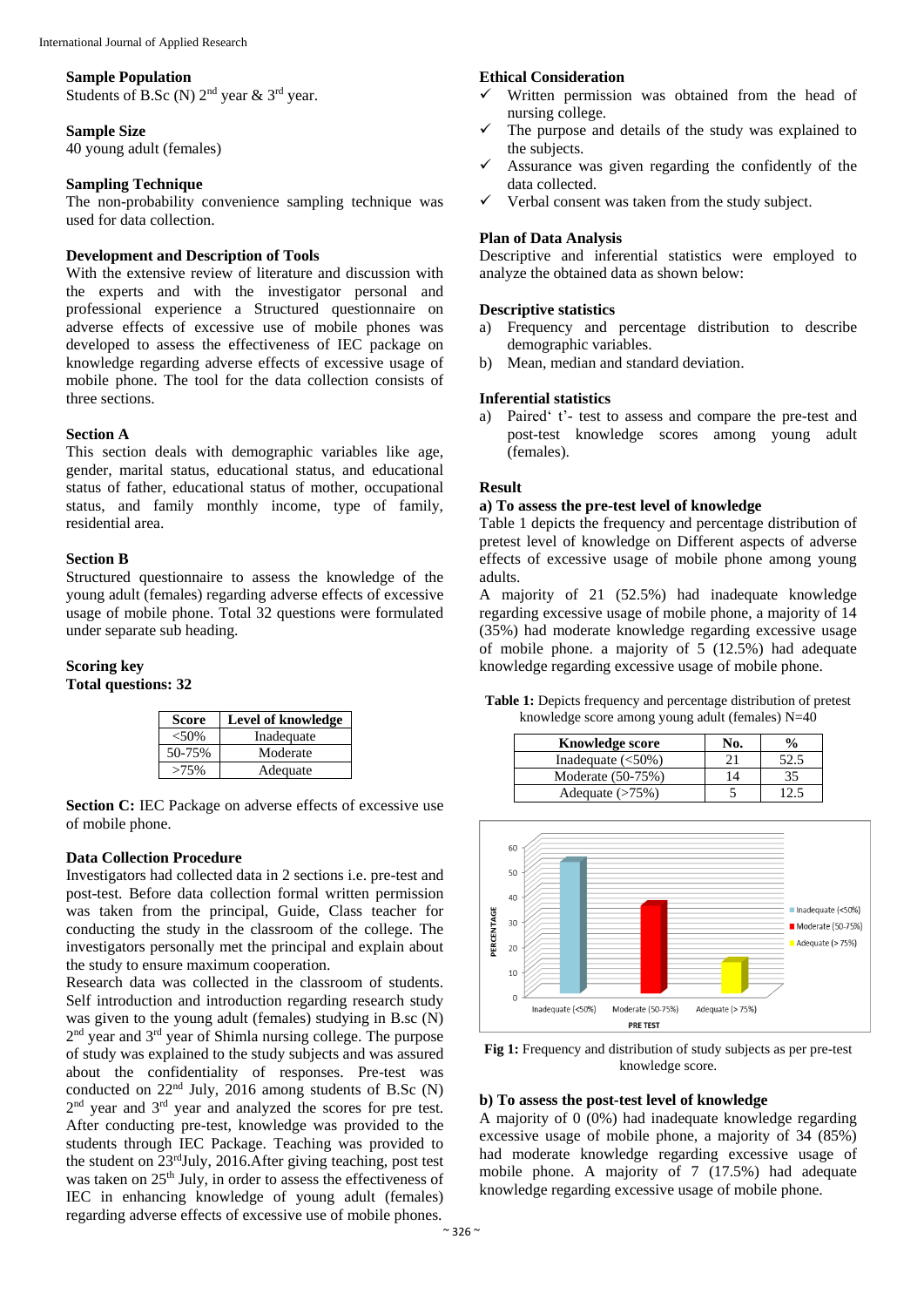**Sample Population**
Students of B.Sc (N) 2nd year & 3rd year.

**Sample Size**
40 young adult (females)

**Sampling Technique**
The non-probability convenience sampling technique was used for data collection.

**Development and Description of Tools**
With the extensive review of literature and discussion with the experts and with the investigator personal and professional experience a Structured questionnaire on adverse effects of excessive use of mobile phones was developed to assess the effectiveness of IEC package on knowledge regarding adverse effects of excessive usage of mobile phone. The tool for the data collection consists of three sections.

**Section A**
This section deals with demographic variables like age, gender, marital status, educational status, and educational status of father, educational status of mother, occupational status, and family monthly income, type of family, residential area.

**Section B**
Structured questionnaire to assess the knowledge of the young adult (females) regarding adverse effects of excessive usage of mobile phone. Total 32 questions were formulated under separate sub heading.

**Scoring key**
**Total questions: 32**

| Score | Level of knowledge |
|---|---|
| <50% | Inadequate |
| 50-75% | Moderate |
| >75% | Adequate |

**Section C:** IEC Package on adverse effects of excessive use of mobile phone.

**Data Collection Procedure**
Investigators had collected data in 2 sections i.e. pre-test and post-test. Before data collection formal written permission was taken from the principal, Guide, Class teacher for conducting the study in the classroom of the college. The investigators personally met the principal and explain about the study to ensure maximum cooperation.
Research data was collected in the classroom of students. Self introduction and introduction regarding research study was given to the young adult (females) studying in B.sc (N) 2nd year and 3rd year of Shimla nursing college. The purpose of study was explained to the study subjects and was assured about the confidentiality of responses. Pre-test was conducted on 22nd July, 2016 among students of B.Sc (N) 2nd year and 3rd year and analyzed the scores for pre test. After conducting pre-test, knowledge was provided to the students through IEC Package. Teaching was provided to the student on 23rdJuly, 2016.After giving teaching, post test was taken on 25th July, in order to assess the effectiveness of IEC in enhancing knowledge of young adult (females) regarding adverse effects of excessive use of mobile phones.

**Ethical Consideration**
- ✓ Written permission was obtained from the head of nursing college.
- ✓ The purpose and details of the study was explained to the subjects.
- ✓ Assurance was given regarding the confidently of the data collected.
- ✓ Verbal consent was taken from the study subject.

**Plan of Data Analysis**
Descriptive and inferential statistics were employed to analyze the obtained data as shown below:

**Descriptive statistics**
a) Frequency and percentage distribution to describe demographic variables.
b) Mean, median and standard deviation.

**Inferential statistics**
a) Paired' t'- test to assess and compare the pre-test and post-test knowledge scores among young adult (females).

**Result**
**a) To assess the pre-test level of knowledge**
Table 1 depicts the frequency and percentage distribution of pretest level of knowledge on Different aspects of adverse effects of excessive usage of mobile phone among young adults.
A majority of 21 (52.5%) had inadequate knowledge regarding excessive usage of mobile phone, a majority of 14 (35%) had moderate knowledge regarding excessive usage of mobile phone. a majority of 5 (12.5%) had adequate knowledge regarding excessive usage of mobile phone.

**Table 1:** Depicts frequency and percentage distribution of pretest knowledge score among young adult (females) N=40

| Knowledge score | No. | % |
|---|---|---|
| Inadequate (<50%) | 21 | 52.5 |
| Moderate (50-75%) | 14 | 35 |
| Adequate (>75%) | 5 | 12.5 |

**Fig 1:** Frequency and distribution of study subjects as per pre-test knowledge score.

**b) To assess the post-test level of knowledge**
A majority of 0 (0%) had inadequate knowledge regarding excessive usage of mobile phone, a majority of 34 (85%) had moderate knowledge regarding excessive usage of mobile phone. A majority of 7 (17.5%) had adequate knowledge regarding excessive usage of mobile phone.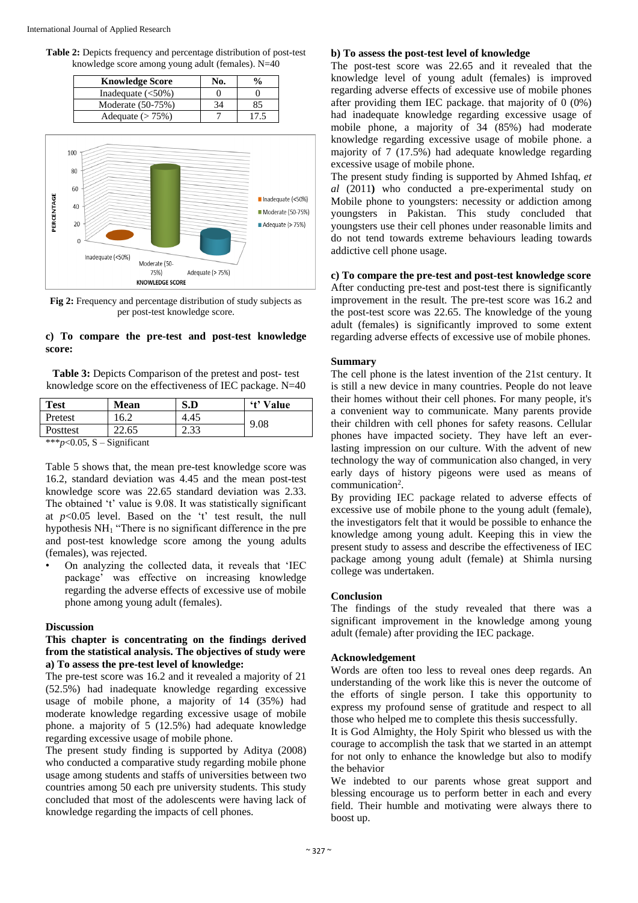**Table 2:** Depicts frequency and percentage distribution of post-test knowledge score among young adult (females). N=40

| Knowledge Score | No. | % |
|---|---|---|
| Inadequate (<50%) | 0 | 0 |
| Moderate (50-75%) | 34 | 85 |
| Adequate (> 75%) | 7 | 17.5 |

**Fig 2:** Frequency and percentage distribution of study subjects as per post-test knowledge score.

**c) To compare the pre-test and post-test knowledge score:**

**Table 3:** Depicts Comparison of the pretest and post- test knowledge score on the effectiveness of IEC package. N=40

| Test | Mean | S.D | 't' Value |
|---|---|---|---|
| Pretest | 16.2 | 4.45 | 9.08 |
| Posttest | 22.65 | 2.33 | |

***$p$<0.05, S – Significant

Table 5 shows that, the mean pre-test knowledge score was 16.2, standard deviation was 4.45 and the mean post-test knowledge score was 22.65 standard deviation was 2.33. The obtained 't' value is 9.08. It was statistically significant at $p$<0.05 level. Based on the 't' test result, the null hypothesis $NH_1$ "There is no significant difference in the pre and post-test knowledge score among the young adults (females), was rejected.

- On analyzing the collected data, it reveals that 'IEC package' was effective on increasing knowledge regarding the adverse effects of excessive use of mobile phone among young adult (females).

## Discussion

**This chapter is concentrating on the findings derived from the statistical analysis. The objectives of study were**

**a) To assess the pre-test level of knowledge:**

The pre-test score was 16.2 and it revealed that a majority of 21 (52.5%) had inadequate knowledge regarding excessive usage of mobile phone, a majority of 14 (35%) had moderate knowledge regarding excessive usage of mobile phone. a majority of 5 (12.5%) had adequate knowledge regarding excessive usage of mobile phone.

The present study finding is supported by Aditya (2008) who conducted a comparative study regarding mobile phone usage among students and staffs of universities between two countries among 50 each pre university students. This study concluded that most of the adolescents were having lack of knowledge regarding the impacts of cell phones.

**b) To assess the post-test level of knowledge**

The post-test score was 22.65 and it revealed that the knowledge level of young adult (females) is improved regarding adverse effects of excessive use of mobile phones after providing them IEC package. that majority of 0 (0%) had inadequate knowledge regarding excessive usage of mobile phone, a majority of 34 (85%) had moderate knowledge regarding excessive usage of mobile phone. a majority of 7 (17.5%) had adequate knowledge regarding excessive usage of mobile phone.

The present study finding is supported by Ahmed Ishfaq, *et al* (2011**)** who conducted a pre-experimental study on Mobile phone to youngsters: necessity or addiction among youngsters in Pakistan. This study concluded that youngsters use their cell phones under reasonable limits and do not tend towards extreme behaviours leading towards addictive cell phone usage.

**c) To compare the pre-test and post-test knowledge score**

After conducting pre-test and post-test there is significantly improvement in the result. The pre-test score was 16.2 and the post-test score was 22.65. The knowledge of the young adult (females) is significantly improved to some extent regarding adverse effects of excessive use of mobile phones.

## Summary

The cell phone is the latest invention of the 21st century. It is still a new device in many countries. People do not leave their homes without their cell phones. For many people, it's a convenient way to communicate. Many parents provide their children with cell phones for safety reasons. Cellular phones have impacted society. They have left an ever-lasting impression on our culture. With the advent of new technology the way of communication also changed, in very early days of history pigeons were used as means of communication[2].

By providing IEC package related to adverse effects of excessive use of mobile phone to the young adult (female), the investigators felt that it would be possible to enhance the knowledge among young adult. Keeping this in view the present study to assess and describe the effectiveness of IEC package among young adult (female) at Shimla nursing college was undertaken.

## Conclusion

The findings of the study revealed that there was a significant improvement in the knowledge among young adult (female) after providing the IEC package.

## Acknowledgement

Words are often too less to reveal ones deep regards. An understanding of the work like this is never the outcome of the efforts of single person. I take this opportunity to express my profound sense of gratitude and respect to all those who helped me to complete this thesis successfully.

It is God Almighty, the Holy Spirit who blessed us with the courage to accomplish the task that we started in an attempt for not only to enhance the knowledge but also to modify the behavior

We indebted to our parents whose great support and blessing encourage us to perform better in each and every field. Their humble and motivating were always there to boost up.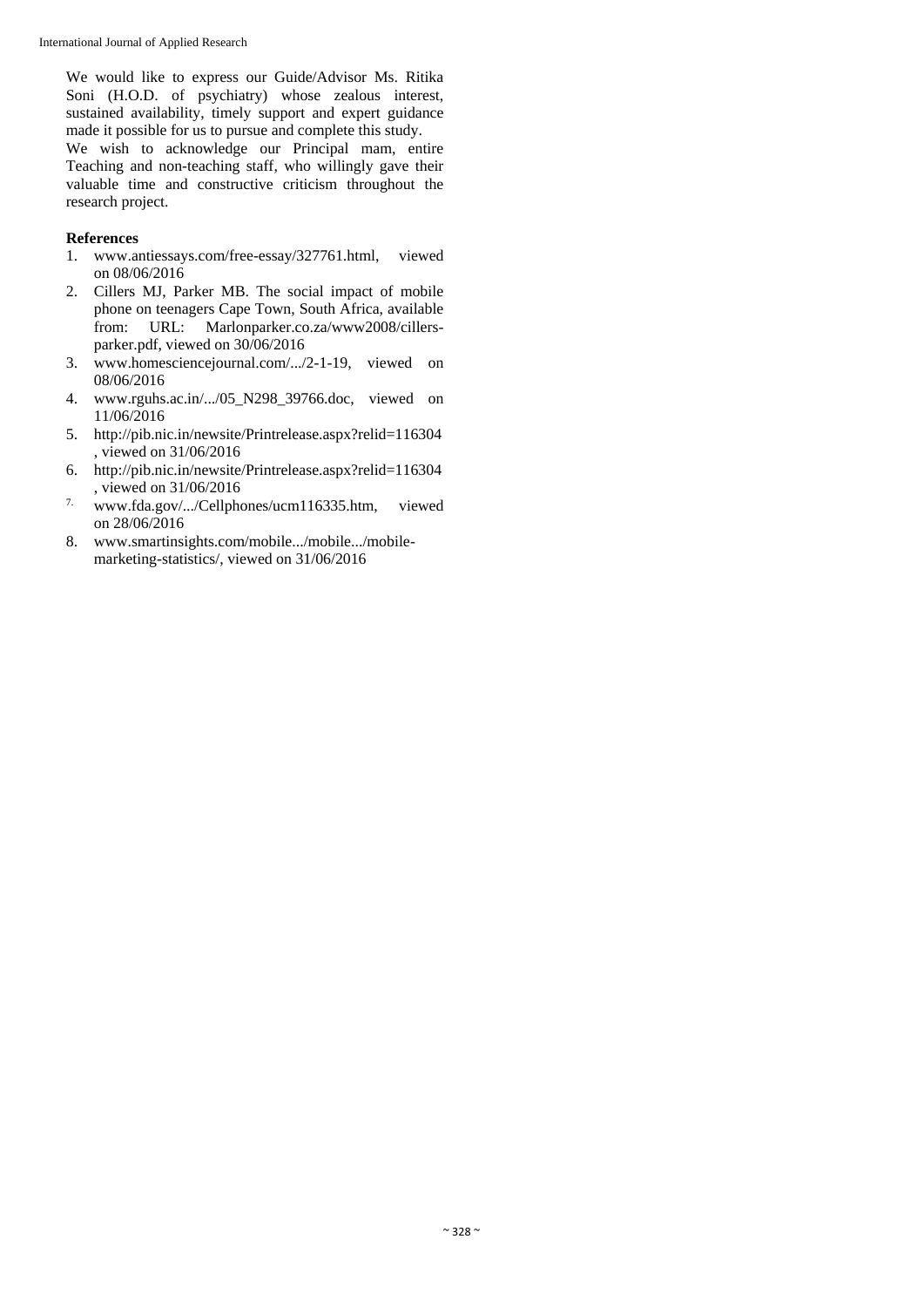We would like to express our Guide/Advisor Ms. Ritika Soni (H.O.D. of psychiatry) whose zealous interest, sustained availability, timely support and expert guidance made it possible for us to pursue and complete this study.

We wish to acknowledge our Principal mam, entire Teaching and non-teaching staff, who willingly gave their valuable time and constructive criticism throughout the research project.

## References

1. www.antiessays.com/free-essay/327761.html, viewed on 08/06/2016
2. Cillers MJ, Parker MB. The social impact of mobile phone on teenagers Cape Town, South Africa, available from: URL: Marlonparker.co.za/www2008/cillers-parker.pdf, viewed on 30/06/2016
3. www.homesciencejournal.com/.../2-1-19, viewed on 08/06/2016
4. www.rguhs.ac.in/.../05_N298_39766.doc, viewed on 11/06/2016
5. http://pib.nic.in/newsite/Printrelease.aspx?relid=116304, viewed on 31/06/2016
6. http://pib.nic.in/newsite/Printrelease.aspx?relid=116304, viewed on 31/06/2016
7. www.fda.gov/.../Cellphones/ucm116335.htm, viewed on 28/06/2016
8. www.smartinsights.com/mobile.../mobile.../mobile-marketing-statistics/, viewed on 31/06/2016